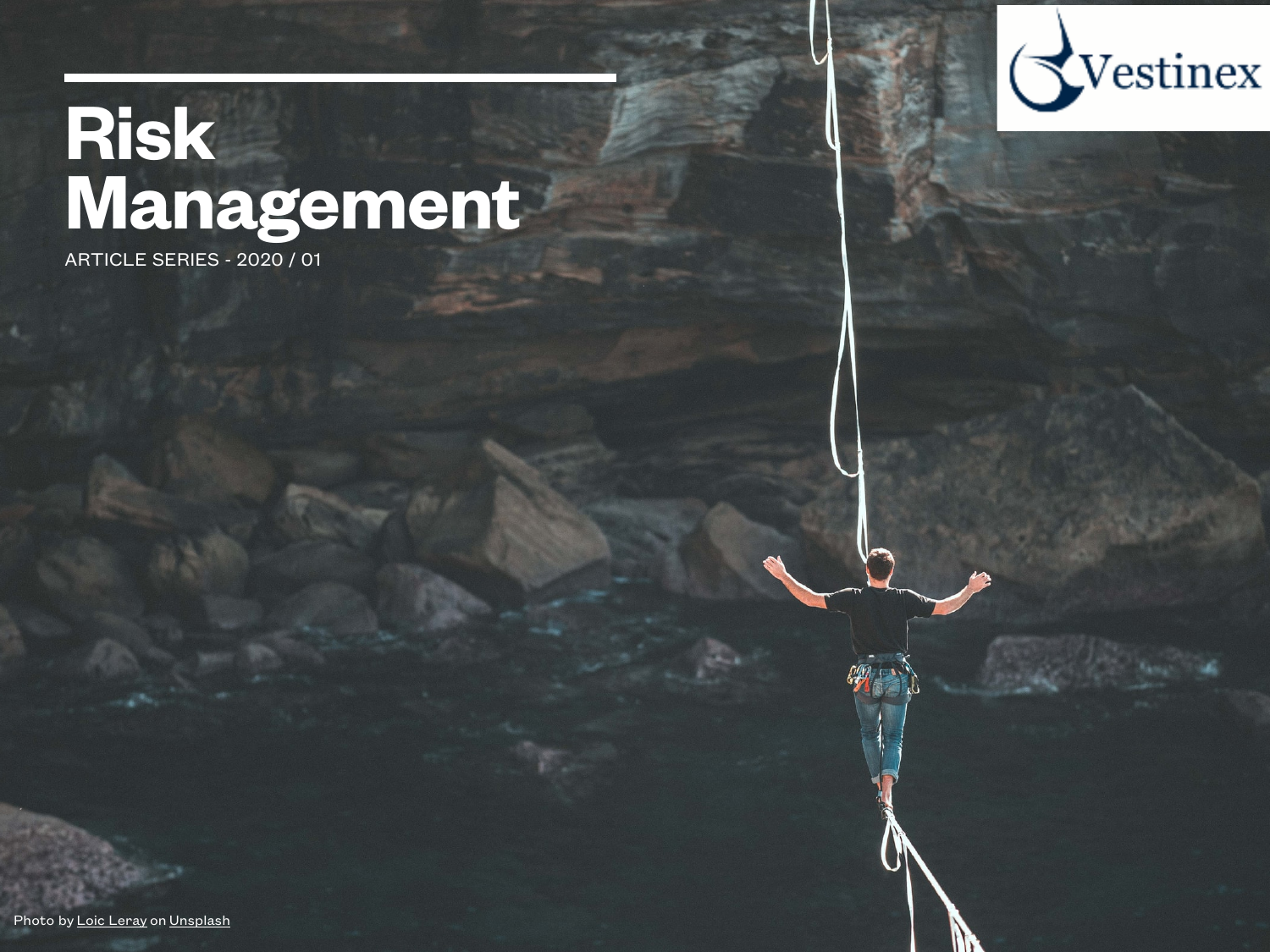# Risk Management

ARTICLE SERIES - 2020 / 01

Photo by Loic Leray on Unsplash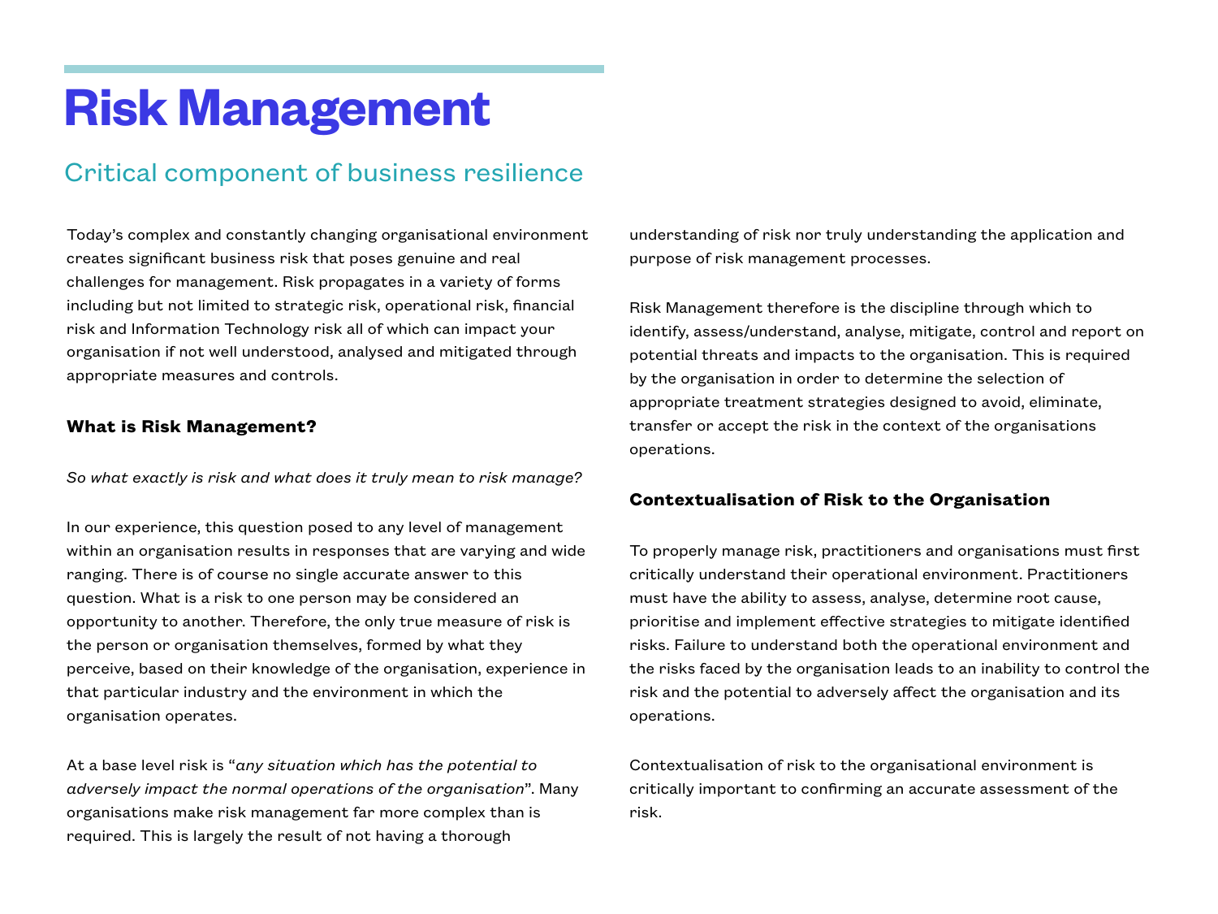# Risk Management

## Critical component of business resilience

Today's complex and constantly changing organisational environment creates significant business risk that poses genuine and real challenges for management. Risk propagates in a variety of forms including but not limited to strategic risk, operational risk, financial risk and Information Technology risk all of which can impact your organisation if not well understood, analysed and mitigated through appropriate measures and controls.

### What is Risk Management?

*So what exactly is risk and what does it truly mean to risk manage?*

In our experience, this question posed to any level of management within an organisation results in responses that are varying and wide ranging. There is of course no single accurate answer to this question. What is a risk to one person may be considered an opportunity to another. Therefore, the only true measure of risk is the person or organisation themselves, formed by what they perceive, based on their knowledge of the organisation, experience in that particular industry and the environment in which the organisation operates.

At a base level risk is "*any situation which has the potential to adversely impact the normal operations of the organisation*". Many organisations make risk management far more complex than is required. This is largely the result of not having a thorough understanding of risk nor truly understanding the application and purpose of risk management processes.

Risk Management therefore is the discipline through which to identify, assess/understand, analyse, mitigate, control and report on potential threats and impacts to the organisation. This is required by the organisation in order to determine the selection of appropriate treatment strategies designed to avoid, eliminate, transfer or accept the risk in the context of the organisations operations.

### Contextualisation of Risk to the Organisation

To properly manage risk, practitioners and organisations must first critically understand their operational environment. Practitioners must have the ability to assess, analyse, determine root cause, prioritise and implement effective strategies to mitigate identified risks. Failure to understand both the operational environment and the risks faced by the organisation leads to an inability to control the risk and the potential to adversely affect the organisation and its operations.

Contextualisation of risk to the organisational environment is critically important to confirming an accurate assessment of the risk.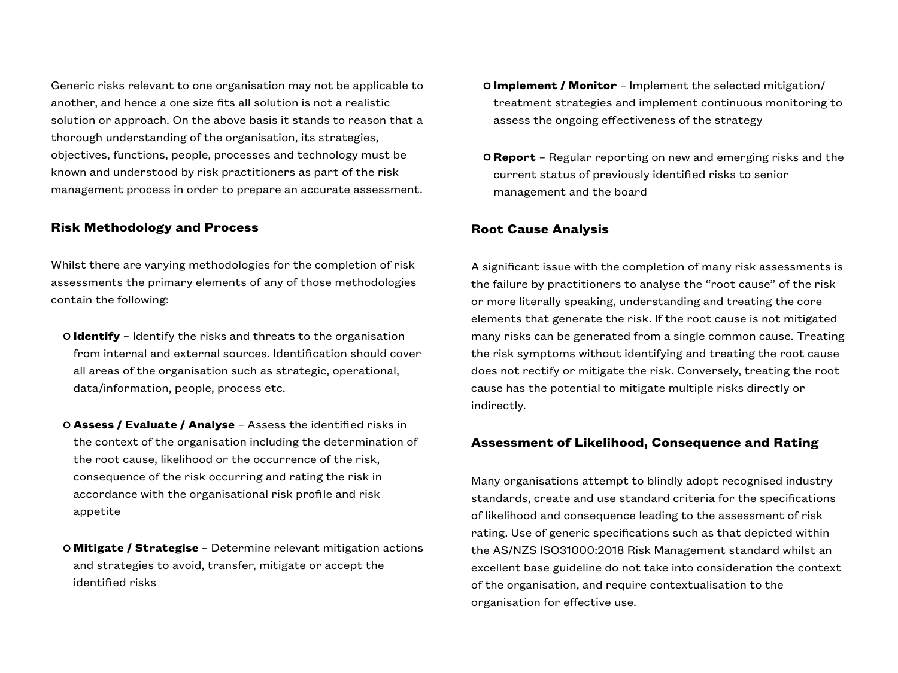Generic risks relevant to one organisation may not be applicable to another, and hence a one size fits all solution is not a realistic solution or approach. On the above basis it stands to reason that a thorough understanding of the organisation, its strategies, objectives, functions, people, processes and technology must be known and understood by risk practitioners as part of the risk management process in order to prepare an accurate assessment.

## Risk Methodology and Process

Whilst there are varying methodologies for the completion of risk assessments the primary elements of any of those methodologies contain the following:

- **Identify** – Identify the risks and threats to the organisation from internal and external sources. Identification should cover all areas of the organisation such as strategic, operational, data/information, people, process etc.
- **Assess / Evaluate / Analyse** – Assess the identified risks in the context of the organisation including the determination of the root cause, likelihood or the occurrence of the risk, consequence of the risk occurring and rating the risk in accordance with the organisational risk profile and risk appetite
- **Mitigate / Strategise** – Determine relevant mitigation actions and strategies to avoid, transfer, mitigate or accept the identified risks
- **Implement / Monitor** – Implement the selected mitigation/treatment strategies and implement continuous monitoring to assess the ongoing effectiveness of the strategy
- **Report** – Regular reporting on new and emerging risks and the current status of previously identified risks to senior management and the board

## Root Cause Analysis

A significant issue with the completion of many risk assessments is the failure by practitioners to analyse the "root cause" of the risk or more literally speaking, understanding and treating the core elements that generate the risk. If the root cause is not mitigated many risks can be generated from a single common cause. Treating the risk symptoms without identifying and treating the root cause does not rectify or mitigate the risk. Conversely, treating the root cause has the potential to mitigate multiple risks directly or indirectly.

## Assessment of Likelihood, Consequence and Rating

Many organisations attempt to blindly adopt recognised industry standards, create and use standard criteria for the specifications of likelihood and consequence leading to the assessment of risk rating. Use of generic specifications such as that depicted within the AS/NZS ISO31000:2018 Risk Management standard whilst an excellent base guideline do not take into consideration the context of the organisation, and require contextualisation to the organisation for effective use.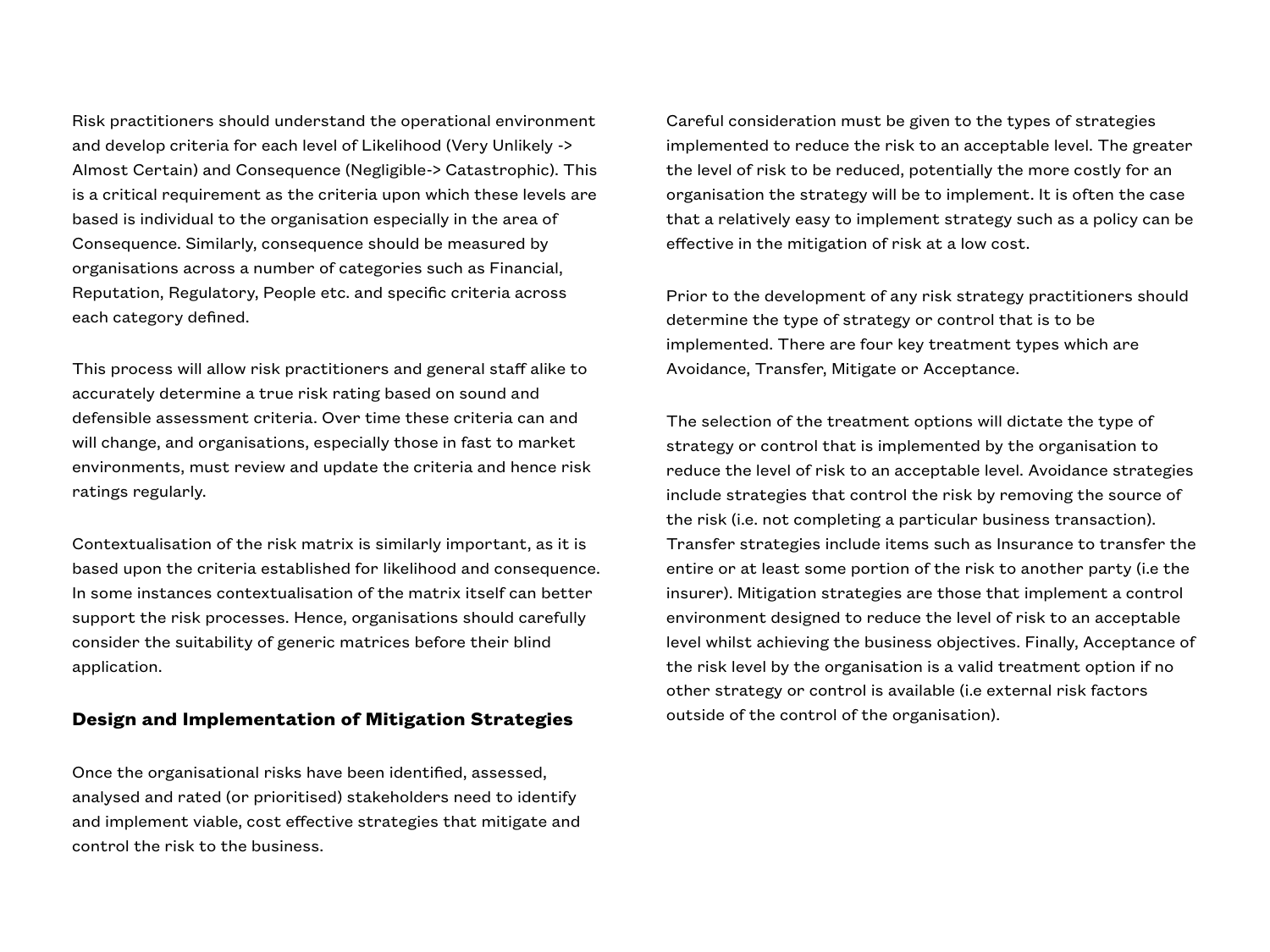Risk practitioners should understand the operational environment and develop criteria for each level of Likelihood (Very Unlikely -> Almost Certain) and Consequence (Negligible-> Catastrophic). This is a critical requirement as the criteria upon which these levels are based is individual to the organisation especially in the area of Consequence. Similarly, consequence should be measured by organisations across a number of categories such as Financial, Reputation, Regulatory, People etc. and specific criteria across each category defined.

This process will allow risk practitioners and general staff alike to accurately determine a true risk rating based on sound and defensible assessment criteria. Over time these criteria can and will change, and organisations, especially those in fast to market environments, must review and update the criteria and hence risk ratings regularly.

Contextualisation of the risk matrix is similarly important, as it is based upon the criteria established for likelihood and consequence. In some instances contextualisation of the matrix itself can better support the risk processes. Hence, organisations should carefully consider the suitability of generic matrices before their blind application.

## Design and Implementation of Mitigation Strategies

Once the organisational risks have been identified, assessed, analysed and rated (or prioritised) stakeholders need to identify and implement viable, cost effective strategies that mitigate and control the risk to the business.

Careful consideration must be given to the types of strategies implemented to reduce the risk to an acceptable level. The greater the level of risk to be reduced, potentially the more costly for an organisation the strategy will be to implement. It is often the case that a relatively easy to implement strategy such as a policy can be effective in the mitigation of risk at a low cost.

Prior to the development of any risk strategy practitioners should determine the type of strategy or control that is to be implemented. There are four key treatment types which are Avoidance, Transfer, Mitigate or Acceptance.

The selection of the treatment options will dictate the type of strategy or control that is implemented by the organisation to reduce the level of risk to an acceptable level. Avoidance strategies include strategies that control the risk by removing the source of the risk (i.e. not completing a particular business transaction). Transfer strategies include items such as Insurance to transfer the entire or at least some portion of the risk to another party (i.e the insurer). Mitigation strategies are those that implement a control environment designed to reduce the level of risk to an acceptable level whilst achieving the business objectives. Finally, Acceptance of the risk level by the organisation is a valid treatment option if no other strategy or control is available (i.e external risk factors outside of the control of the organisation).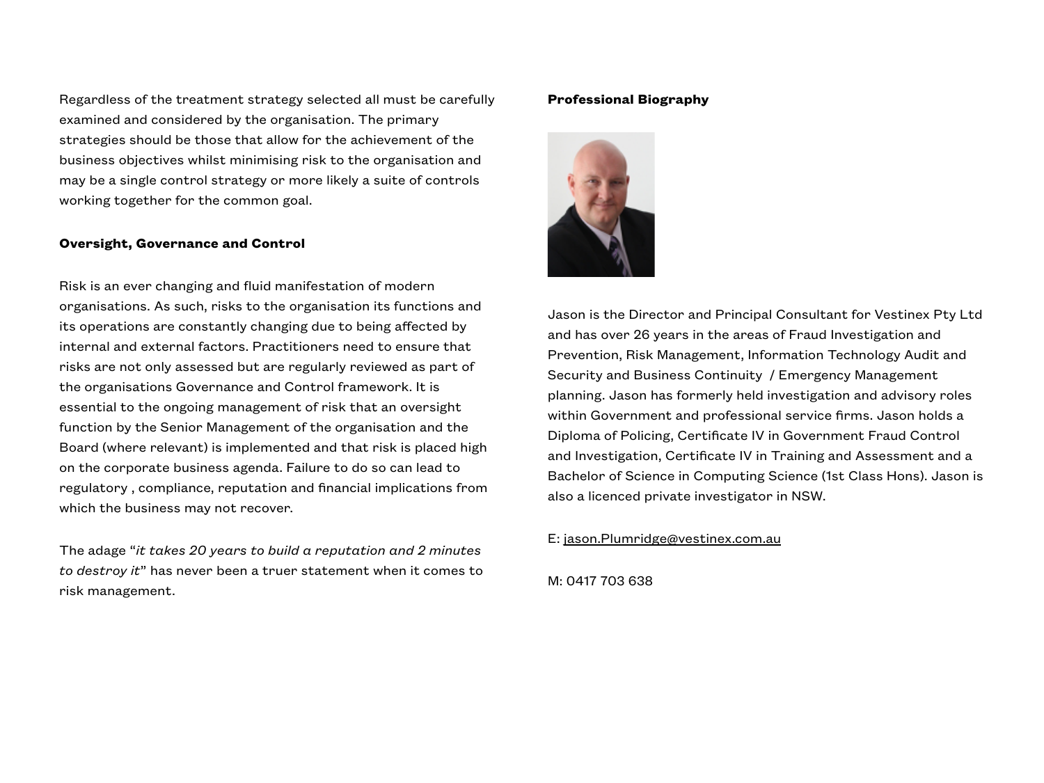Regardless of the treatment strategy selected all must be carefully examined and considered by the organisation. The primary strategies should be those that allow for the achievement of the business objectives whilst minimising risk to the organisation and may be a single control strategy or more likely a suite of controls working together for the common goal.

**Oversight, Governance and Control**

Risk is an ever changing and fluid manifestation of modern organisations. As such, risks to the organisation its functions and its operations are constantly changing due to being affected by internal and external factors. Practitioners need to ensure that risks are not only assessed but are regularly reviewed as part of the organisations Governance and Control framework. It is essential to the ongoing management of risk that an oversight function by the Senior Management of the organisation and the Board (where relevant) is implemented and that risk is placed high on the corporate business agenda. Failure to do so can lead to regulatory , compliance, reputation and financial implications from which the business may not recover.

The adage "*it takes 20 years to build a reputation and 2 minutes to destroy it*" has never been a truer statement when it comes to risk management.

**Professional Biography**

Jason is the Director and Principal Consultant for Vestinex Pty Ltd and has over 26 years in the areas of Fraud Investigation and Prevention, Risk Management, Information Technology Audit and Security and Business Continuity / Emergency Management planning. Jason has formerly held investigation and advisory roles within Government and professional service firms. Jason holds a Diploma of Policing, Certificate IV in Government Fraud Control and Investigation, Certificate IV in Training and Assessment and a Bachelor of Science in Computing Science (1st Class Hons). Jason is also a licenced private investigator in NSW.

E: jason.Plumridge@vestinex.com.au

M: 0417 703 638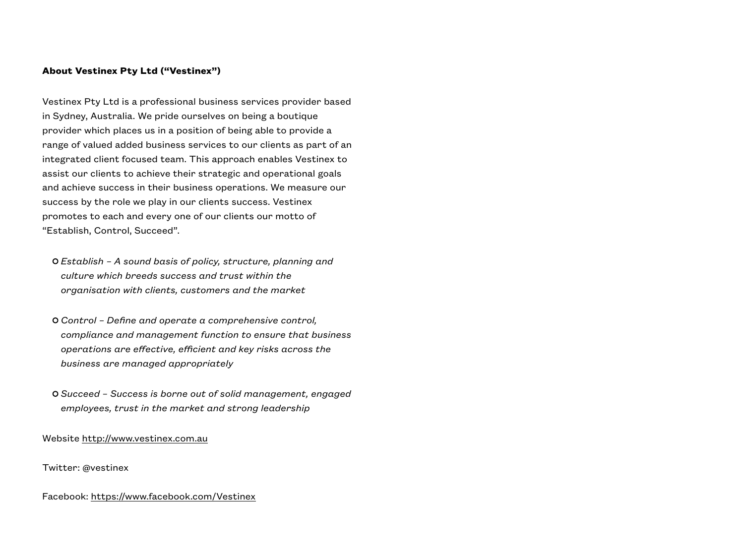**About Vestinex Pty Ltd (“Vestinex”)**

Vestinex Pty Ltd is a professional business services provider based in Sydney, Australia. We pride ourselves on being a boutique provider which places us in a position of being able to provide a range of valued added business services to our clients as part of an integrated client focused team. This approach enables Vestinex to assist our clients to achieve their strategic and operational goals and achieve success in their business operations. We measure our success by the role we play in our clients success. Vestinex promotes to each and every one of our clients our motto of “Establish, Control, Succeed”.

- *Establish – A sound basis of policy, structure, planning and culture which breeds success and trust within the organisation with clients, customers and the market*

- *Control – Define and operate a comprehensive control, compliance and management function to ensure that business operations are effective, efficient and key risks across the business are managed appropriately*

- *Succeed – Success is borne out of solid management, engaged employees, trust in the market and strong leadership*

Website http://www.vestinex.com.au

Twitter: @vestinex

Facebook: https://www.facebook.com/Vestinex